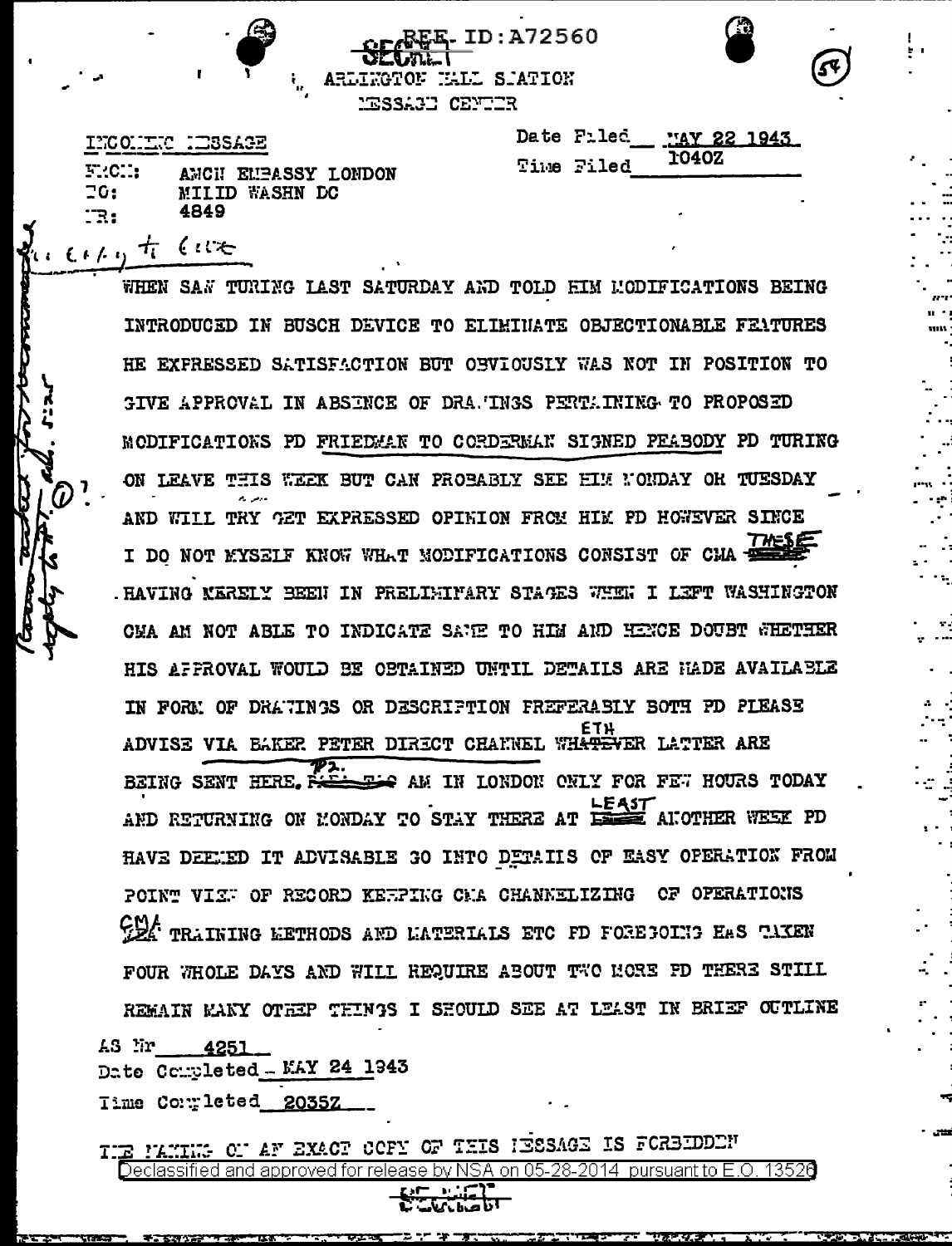REF ID:A72560

SECRET

ARLINGTON HALL STATION

MESSAGE CENTER

INCOMING MESSAGE

FROM: AMCH EMBASSY LONDON
TO: MILID WASHN DC
NR: 4849

Date Filed MAY 22 1943
Time Filed 1040Z

WHEN SAW TURING LAST SATURDAY AND TOLD HIM MODIFICATIONS BEING INTRODUCED IN BUSCH DEVICE TO ELIMINATE OBJECTIONABLE FEATURES HE EXPRESSED SATISFACTION BUT OBVIOUSLY WAS NOT IN POSITION TO GIVE APPROVAL IN ABSENCE OF DRAWINGS PERTAINING TO PROPOSED MODIFICATIONS PD FRIEDMAN TO CORDERMAN SIGNED PEABODY PD TURING ON LEAVE THIS WEEK BUT CAN PROBABLY SEE HIM MONDAY OR TUESDAY AND WILL TRY GET EXPRESSED OPINION FROM HIM PD HOWEVER SINCE I DO NOT MYSELF KNOW WHAT MODIFICATIONS CONSIST OF CMA THESE HAVING MERELY BEEN IN PRELIMINARY STAGES WHEN I LEFT WASHINGTON CMA AM NOT ABLE TO INDICATE SAME TO HIM AND HENCE DOUBT WHETHER HIS APPROVAL WOULD BE OBTAINED UNTIL DETAILS ARE MADE AVAILABLE IN FORM OF DRAWINGS OR DESCRIPTION PREFERABLY BOTH PD PLEASE ADVISE VIA BAKER PETER DIRECT CHANNEL WHETHER LATTER ARE BEING SENT HERE. P2. AM IN LONDON ONLY FOR FEW HOURS TODAY AND RETURNING ON MONDAY TO STAY THERE AT LEAST ANOTHER WEEK PD HAVE DEEMED IT ADVISABLE GO INTO DETAILS OF EASY OPERATION FROM POINT VIEW OF RECORD KEEPING CMA CHANNELIZING OF OPERATIONS CMA TRAINING METHODS AND MATERIALS ETC PD FOREGOING HAS TAKEN FOUR WHOLE DAYS AND WILL REQUIRE ABOUT TWO MORE PD THERE STILL REMAIN MANY OTHER THINGS I SHOULD SEE AT LEAST IN BRIEF OUTLINE

AS Nr 4251
Date Completed MAY 24 1943
Time Completed 2035Z

THE MAKING OF AN EXACT COPY OF THIS MESSAGE IS FORBIDDEN

Declassified and approved for release by NSA on 05-28-2014 pursuant to E.O. 13526

SECRET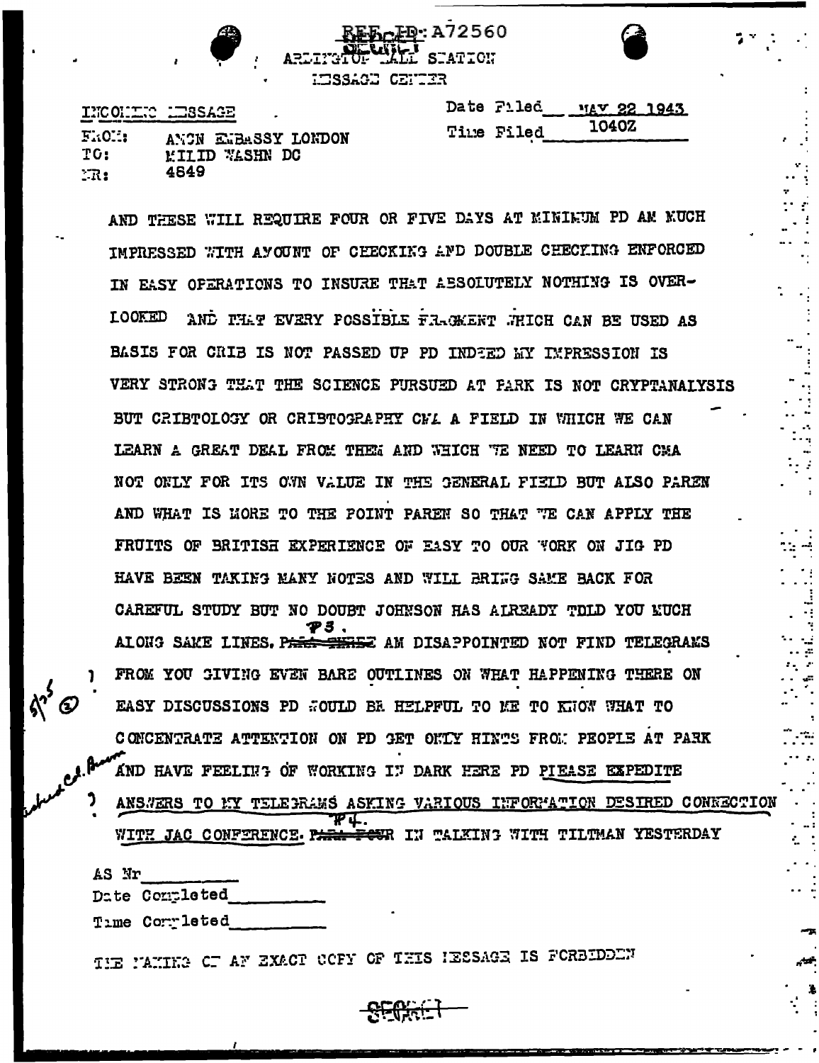REF ID: A72560

ARLINGTON HALL STATION

MESSAGE CENTER

INCOMING MESSAGE

FROM: AMCN EMBASSY LONDON
TO: MILID WASHN DC
NR: 4849

Date Filed MAY 22 1943
Time Filed 1040Z

AND THESE WILL REQUIRE FOUR OR FIVE DAYS AT MINIMUM PD AM MUCH IMPRESSED WITH AMOUNT OF CHECKING AND DOUBLE CHECKING ENFORCED IN EASY OPERATIONS TO INSURE THAT ABSOLUTELY NOTHING IS OVERLOOKED AND THAT EVERY POSSIBLE FRAGMENT WHICH CAN BE USED AS BASIS FOR CRIB IS NOT PASSED UP PD INDEED MY IMPRESSION IS VERY STRONG THAT THE SCIENCE PURSUED AT PARK IS NOT CRYPTANALYSIS BUT CRIBTOLOGY OR CRIBTOGRAPHY CMA A FIELD IN WHICH WE CAN LEARN A GREAT DEAL FROM THEM AND WHICH WE NEED TO LEARN CMA NOT ONLY FOR ITS OWN VALUE IN THE GENERAL FIELD BUT ALSO PAREN AND WHAT IS MORE TO THE POINT PAREN SO THAT WE CAN APPLY THE FRUITS OF BRITISH EXPERIENCE ON EASY TO OUR WORK ON JIG PD HAVE BEEN TAKING MANY NOTES AND WILL BRING SAME BACK FOR CAREFUL STUDY BUT NO DOUBT JOHNSON HAS ALREADY TOLD YOU MUCH ALONG SAME LINES. ~~PARA THREE~~ ¶3. AM DISAPPOINTED NOT FIND TELEGRAMS FROM YOU GIVING EVEN BARE OUTLINES ON WHAT HAPPENING THERE ON EASY DISCUSSIONS PD WOULD BE HELPFUL TO ME TO KNOW WHAT TO CONCENTRATE ATTENTION ON PD GET ONLY HINTS FROM PEOPLE AT PARK AND HAVE FEELING OF WORKING IN DARK HERE PD PLEASE EXPEDITE ANSWERS TO MY TELEGRAMS ASKING VARIOUS INFORMATION DESIRED CONNECTION WITH JAC CONFERENCE. ~~PARA FOUR~~ ¶4. IN TALKING WITH TILTMAN YESTERDAY

AS Nr \_\_\_\_\_\_\_\_
Date Completed \_\_\_\_\_\_\_\_
Time Completed \_\_\_\_\_\_\_\_

THE MAKING OF AN EXACT COPY OF THIS MESSAGE IS FORBIDDEN

SECRET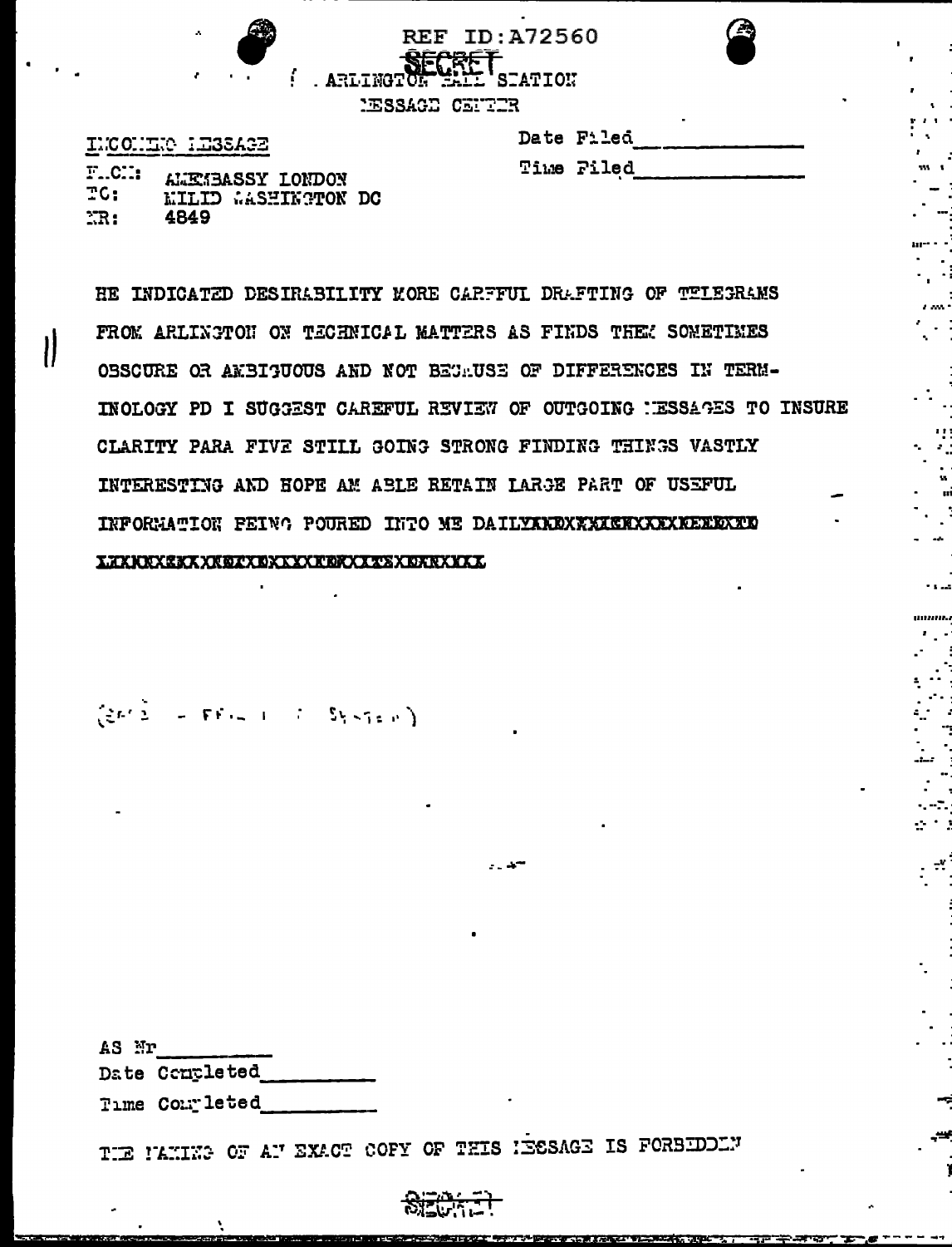REF ID:A72560

SECRET

ARLINGTON HALL STATION

MESSAGE CENTER

INCOMING MESSAGE

Date Filed\_\_\_\_\_\_\_\_\_\_

Time Filed\_\_\_\_\_\_\_\_\_\_

FROM: AMEMBASSY LONDON
TO: MILID WASHINGTON DC
NR: 4849

HE INDICATED DESIRABILITY MORE CAREFUL DRAFTING OF TELEGRAMS FROM ARLINGTON ON TECHNICAL MATTERS AS FINDS THEM SOMETIMES OBSCURE OR AMBIGUOUS AND NOT BECAUSE OF DIFFERENCES IN TERMINOLOGY PD I SUGGEST CAREFUL REVIEW OF OUTGOING MESSAGES TO INSURE CLARITY PARA FIVE STILL GOING STRONG FINDING THINGS VASTLY INTERESTING AND HOPE AM ABLE RETAIN LARGE PART OF USEFUL INFORMATION BEING POURED INTO ME DAILYXXXXXXXXXXXXXXXXXXXX

XXXXXXXXXXXXXXXXXXXXXXXXXXXXXXXX

(END - FRIEDMAN SIGNED)

AS Nr\_\_\_\_\_\_\_\_

Date Completed\_\_\_\_\_\_\_\_

Time Completed\_\_\_\_\_\_\_\_

THE MAKING OF AN EXACT COPY OF THIS MESSAGE IS FORBIDDEN

SECRET